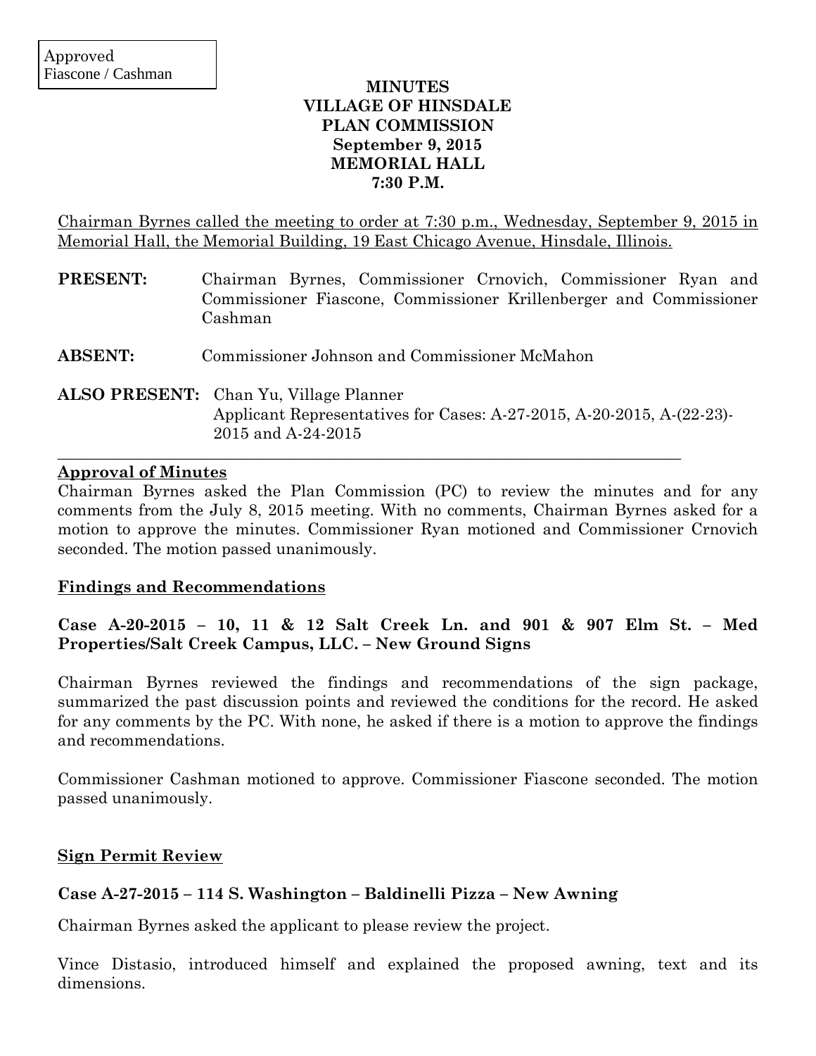Approved
Fiascone / Cashman

# MINUTES
# VILLAGE OF HINSDALE
# PLAN COMMISSION
# September 9, 2015
# MEMORIAL HALL
# 7:30 P.M.

Chairman Byrnes called the meeting to order at 7:30 p.m., Wednesday, September 9, 2015 in Memorial Hall, the Memorial Building, 19 East Chicago Avenue, Hinsdale, Illinois.

**PRESENT:** Chairman Byrnes, Commissioner Crnovich, Commissioner Ryan and Commissioner Fiascone, Commissioner Krillenberger and Commissioner Cashman

**ABSENT:** Commissioner Johnson and Commissioner McMahon

**ALSO PRESENT:** Chan Yu, Village Planner
Applicant Representatives for Cases: A-27-2015, A-20-2015, A-(22-23)-2015 and A-24-2015

---

## Approval of Minutes

Chairman Byrnes asked the Plan Commission (PC) to review the minutes and for any comments from the July 8, 2015 meeting. With no comments, Chairman Byrnes asked for a motion to approve the minutes. Commissioner Ryan motioned and Commissioner Crnovich seconded. The motion passed unanimously.

## Findings and Recommendations

### Case A-20-2015 – 10, 11 & 12 Salt Creek Ln. and 901 & 907 Elm St. – Med Properties/Salt Creek Campus, LLC. – New Ground Signs

Chairman Byrnes reviewed the findings and recommendations of the sign package, summarized the past discussion points and reviewed the conditions for the record. He asked for any comments by the PC. With none, he asked if there is a motion to approve the findings and recommendations.

Commissioner Cashman motioned to approve. Commissioner Fiascone seconded. The motion passed unanimously.

## Sign Permit Review

### Case A-27-2015 – 114 S. Washington – Baldinelli Pizza – New Awning

Chairman Byrnes asked the applicant to please review the project.

Vince Distasio, introduced himself and explained the proposed awning, text and its dimensions.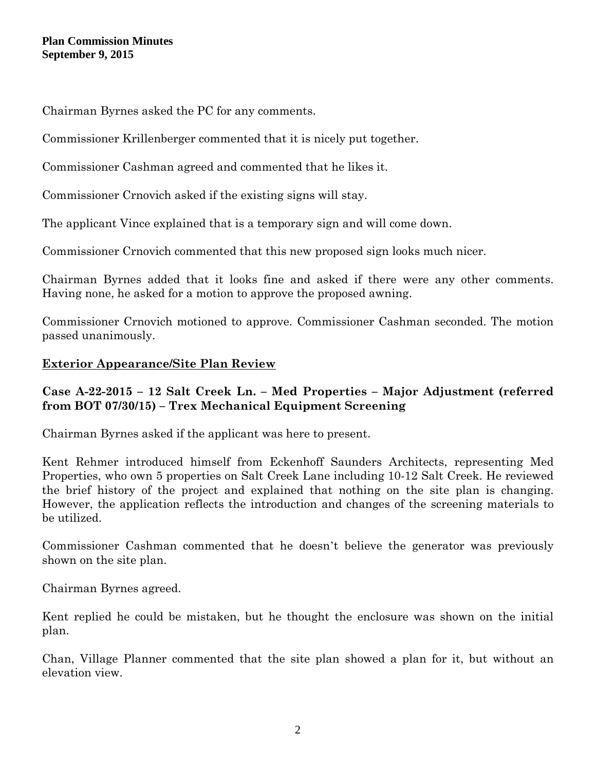Chairman Byrnes asked the PC for any comments.

Commissioner Krillenberger commented that it is nicely put together.

Commissioner Cashman agreed and commented that he likes it.

Commissioner Crnovich asked if the existing signs will stay.

The applicant Vince explained that is a temporary sign and will come down.

Commissioner Crnovich commented that this new proposed sign looks much nicer.

Chairman Byrnes added that it looks fine and asked if there were any other comments. Having none, he asked for a motion to approve the proposed awning.

Commissioner Crnovich motioned to approve. Commissioner Cashman seconded. The motion passed unanimously.

## Exterior Appearance/Site Plan Review

### Case A-22-2015 – 12 Salt Creek Ln. – Med Properties – Major Adjustment (referred from BOT 07/30/15) – Trex Mechanical Equipment Screening

Chairman Byrnes asked if the applicant was here to present.

Kent Rehmer introduced himself from Eckenhoff Saunders Architects, representing Med Properties, who own 5 properties on Salt Creek Lane including 10-12 Salt Creek. He reviewed the brief history of the project and explained that nothing on the site plan is changing. However, the application reflects the introduction and changes of the screening materials to be utilized.

Commissioner Cashman commented that he doesn't believe the generator was previously shown on the site plan.

Chairman Byrnes agreed.

Kent replied he could be mistaken, but he thought the enclosure was shown on the initial plan.

Chan, Village Planner commented that the site plan showed a plan for it, but without an elevation view.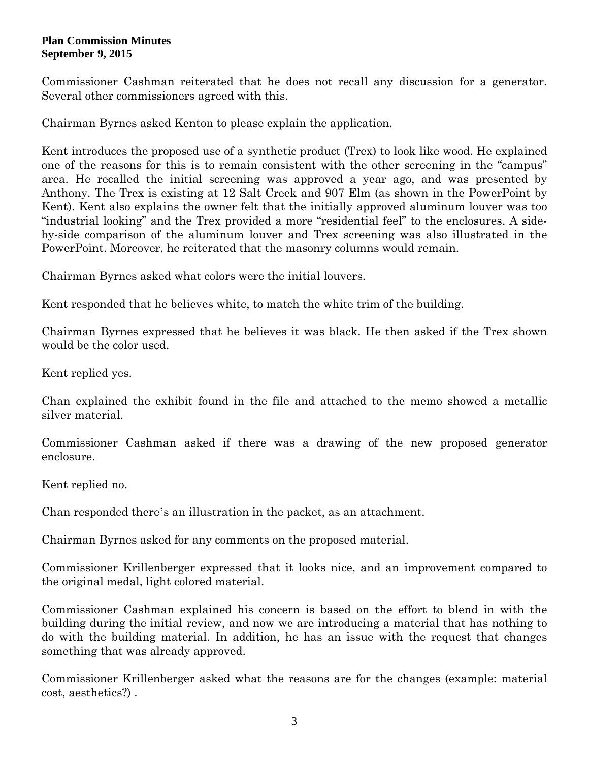Commissioner Cashman reiterated that he does not recall any discussion for a generator. Several other commissioners agreed with this.

Chairman Byrnes asked Kenton to please explain the application.

Kent introduces the proposed use of a synthetic product (Trex) to look like wood. He explained one of the reasons for this is to remain consistent with the other screening in the "campus" area. He recalled the initial screening was approved a year ago, and was presented by Anthony. The Trex is existing at 12 Salt Creek and 907 Elm (as shown in the PowerPoint by Kent). Kent also explains the owner felt that the initially approved aluminum louver was too "industrial looking" and the Trex provided a more "residential feel" to the enclosures. A side-by-side comparison of the aluminum louver and Trex screening was also illustrated in the PowerPoint. Moreover, he reiterated that the masonry columns would remain.

Chairman Byrnes asked what colors were the initial louvers.

Kent responded that he believes white, to match the white trim of the building.

Chairman Byrnes expressed that he believes it was black. He then asked if the Trex shown would be the color used.

Kent replied yes.

Chan explained the exhibit found in the file and attached to the memo showed a metallic silver material.

Commissioner Cashman asked if there was a drawing of the new proposed generator enclosure.

Kent replied no.

Chan responded there's an illustration in the packet, as an attachment.

Chairman Byrnes asked for any comments on the proposed material.

Commissioner Krillenberger expressed that it looks nice, and an improvement compared to the original medal, light colored material.

Commissioner Cashman explained his concern is based on the effort to blend in with the building during the initial review, and now we are introducing a material that has nothing to do with the building material. In addition, he has an issue with the request that changes something that was already approved.

Commissioner Krillenberger asked what the reasons are for the changes (example: material cost, aesthetics?) .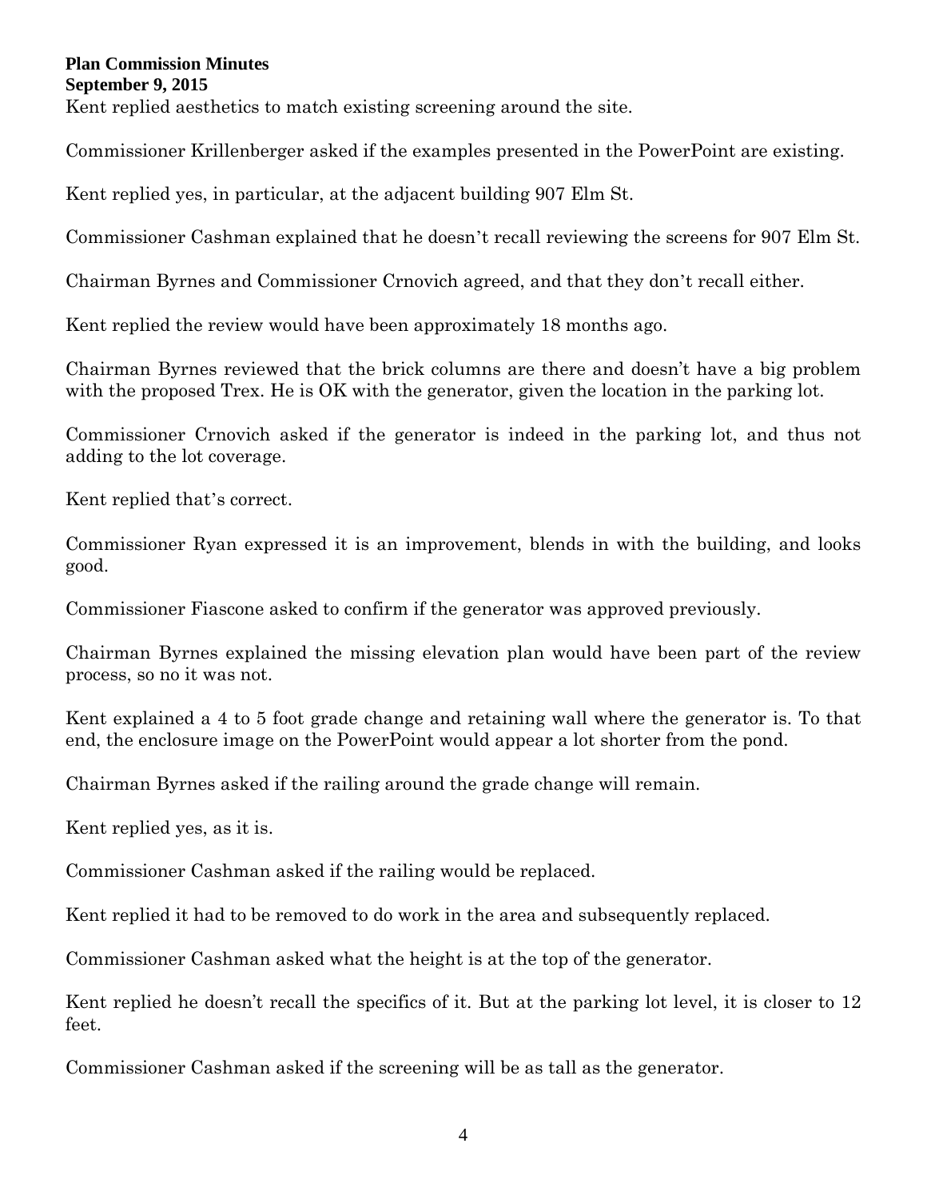Kent replied aesthetics to match existing screening around the site.

Commissioner Krillenberger asked if the examples presented in the PowerPoint are existing.

Kent replied yes, in particular, at the adjacent building 907 Elm St.

Commissioner Cashman explained that he doesn't recall reviewing the screens for 907 Elm St.

Chairman Byrnes and Commissioner Crnovich agreed, and that they don't recall either.

Kent replied the review would have been approximately 18 months ago.

Chairman Byrnes reviewed that the brick columns are there and doesn't have a big problem with the proposed Trex. He is OK with the generator, given the location in the parking lot.

Commissioner Crnovich asked if the generator is indeed in the parking lot, and thus not adding to the lot coverage.

Kent replied that's correct.

Commissioner Ryan expressed it is an improvement, blends in with the building, and looks good.

Commissioner Fiascone asked to confirm if the generator was approved previously.

Chairman Byrnes explained the missing elevation plan would have been part of the review process, so no it was not.

Kent explained a 4 to 5 foot grade change and retaining wall where the generator is. To that end, the enclosure image on the PowerPoint would appear a lot shorter from the pond.

Chairman Byrnes asked if the railing around the grade change will remain.

Kent replied yes, as it is.

Commissioner Cashman asked if the railing would be replaced.

Kent replied it had to be removed to do work in the area and subsequently replaced.

Commissioner Cashman asked what the height is at the top of the generator.

Kent replied he doesn't recall the specifics of it. But at the parking lot level, it is closer to 12 feet.

Commissioner Cashman asked if the screening will be as tall as the generator.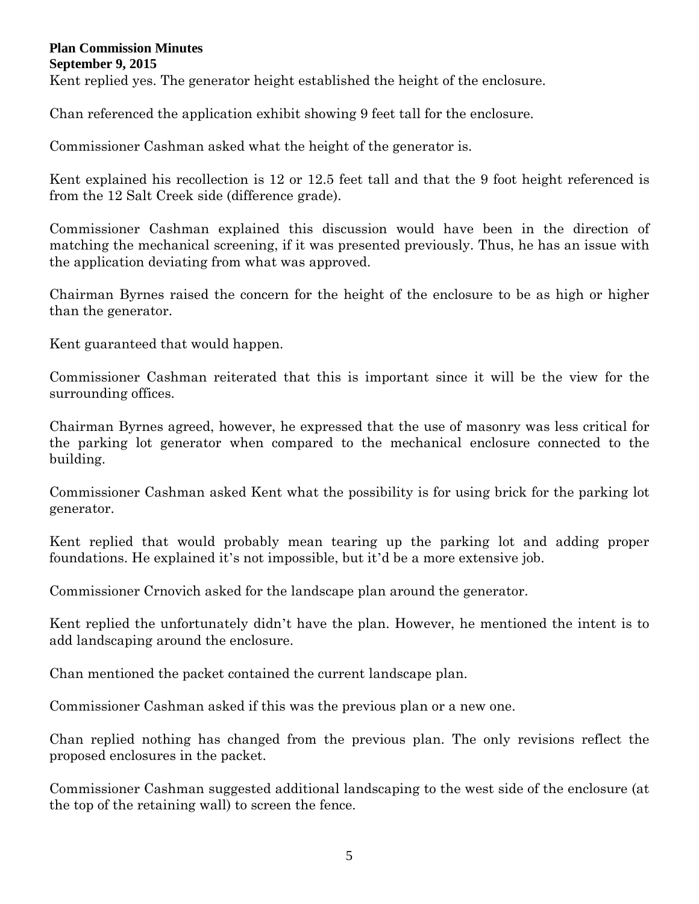Kent replied yes. The generator height established the height of the enclosure.

Chan referenced the application exhibit showing 9 feet tall for the enclosure.

Commissioner Cashman asked what the height of the generator is.

Kent explained his recollection is 12 or 12.5 feet tall and that the 9 foot height referenced is from the 12 Salt Creek side (difference grade).

Commissioner Cashman explained this discussion would have been in the direction of matching the mechanical screening, if it was presented previously. Thus, he has an issue with the application deviating from what was approved.

Chairman Byrnes raised the concern for the height of the enclosure to be as high or higher than the generator.

Kent guaranteed that would happen.

Commissioner Cashman reiterated that this is important since it will be the view for the surrounding offices.

Chairman Byrnes agreed, however, he expressed that the use of masonry was less critical for the parking lot generator when compared to the mechanical enclosure connected to the building.

Commissioner Cashman asked Kent what the possibility is for using brick for the parking lot generator.

Kent replied that would probably mean tearing up the parking lot and adding proper foundations. He explained it's not impossible, but it'd be a more extensive job.

Commissioner Crnovich asked for the landscape plan around the generator.

Kent replied the unfortunately didn't have the plan. However, he mentioned the intent is to add landscaping around the enclosure.

Chan mentioned the packet contained the current landscape plan.

Commissioner Cashman asked if this was the previous plan or a new one.

Chan replied nothing has changed from the previous plan. The only revisions reflect the proposed enclosures in the packet.

Commissioner Cashman suggested additional landscaping to the west side of the enclosure (at the top of the retaining wall) to screen the fence.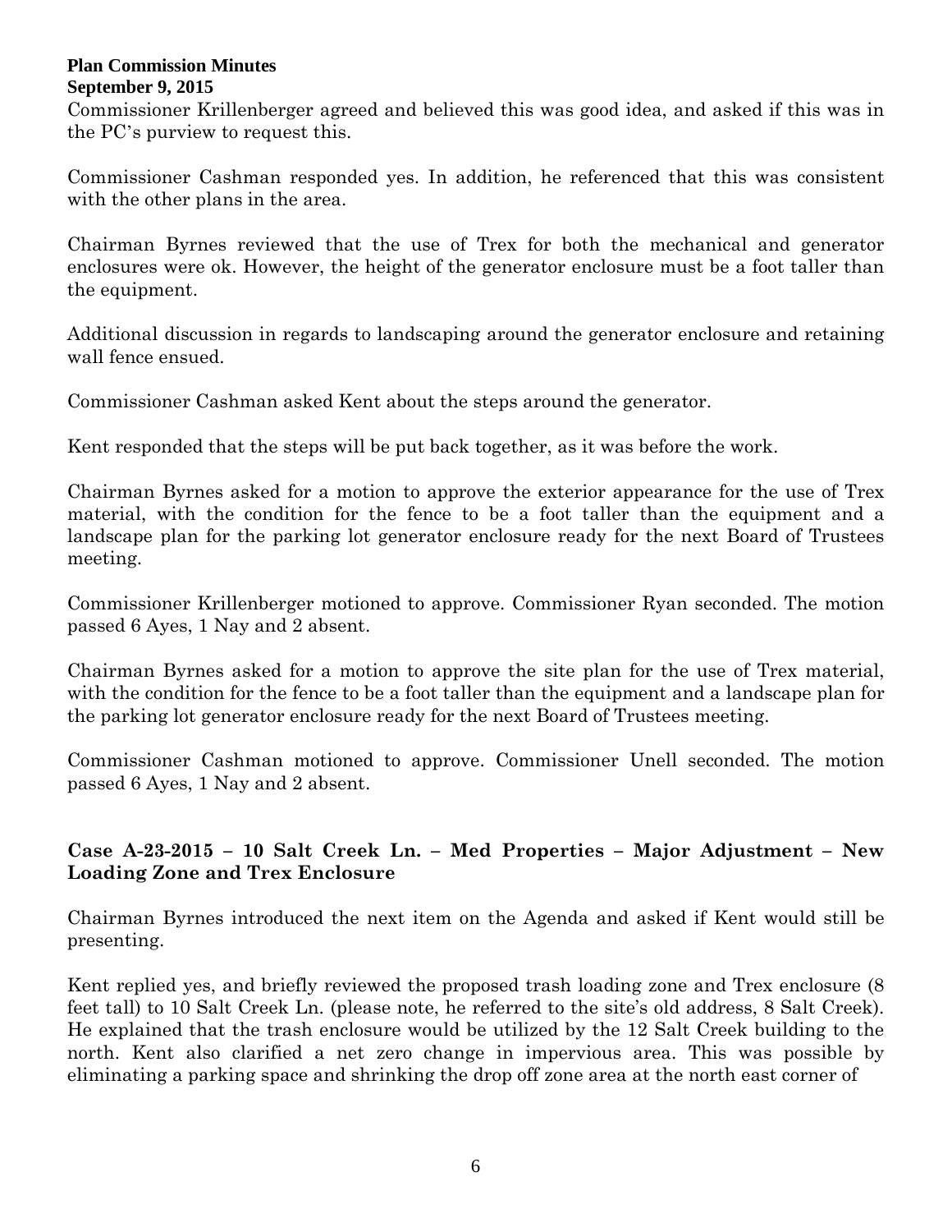Commissioner Krillenberger agreed and believed this was good idea, and asked if this was in the PC's purview to request this.

Commissioner Cashman responded yes. In addition, he referenced that this was consistent with the other plans in the area.

Chairman Byrnes reviewed that the use of Trex for both the mechanical and generator enclosures were ok. However, the height of the generator enclosure must be a foot taller than the equipment.

Additional discussion in regards to landscaping around the generator enclosure and retaining wall fence ensued.

Commissioner Cashman asked Kent about the steps around the generator.

Kent responded that the steps will be put back together, as it was before the work.

Chairman Byrnes asked for a motion to approve the exterior appearance for the use of Trex material, with the condition for the fence to be a foot taller than the equipment and a landscape plan for the parking lot generator enclosure ready for the next Board of Trustees meeting.

Commissioner Krillenberger motioned to approve. Commissioner Ryan seconded. The motion passed 6 Ayes, 1 Nay and 2 absent.

Chairman Byrnes asked for a motion to approve the site plan for the use of Trex material, with the condition for the fence to be a foot taller than the equipment and a landscape plan for the parking lot generator enclosure ready for the next Board of Trustees meeting.

Commissioner Cashman motioned to approve. Commissioner Unell seconded. The motion passed 6 Ayes, 1 Nay and 2 absent.

## Case A-23-2015 – 10 Salt Creek Ln. – Med Properties – Major Adjustment – New Loading Zone and Trex Enclosure

Chairman Byrnes introduced the next item on the Agenda and asked if Kent would still be presenting.

Kent replied yes, and briefly reviewed the proposed trash loading zone and Trex enclosure (8 feet tall) to 10 Salt Creek Ln. (please note, he referred to the site's old address, 8 Salt Creek). He explained that the trash enclosure would be utilized by the 12 Salt Creek building to the north. Kent also clarified a net zero change in impervious area. This was possible by eliminating a parking space and shrinking the drop off zone area at the north east corner of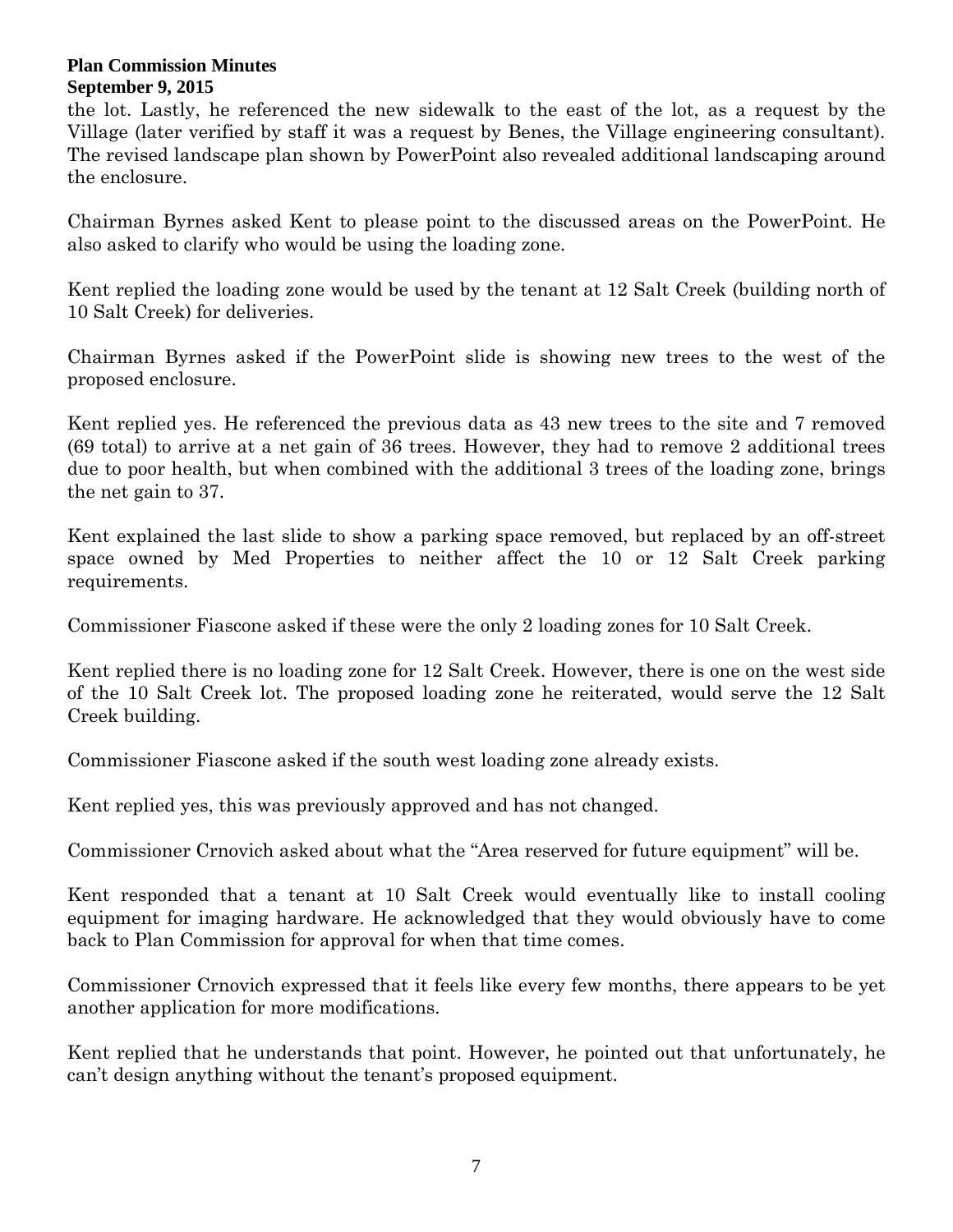the lot. Lastly, he referenced the new sidewalk to the east of the lot, as a request by the Village (later verified by staff it was a request by Benes, the Village engineering consultant). The revised landscape plan shown by PowerPoint also revealed additional landscaping around the enclosure.

Chairman Byrnes asked Kent to please point to the discussed areas on the PowerPoint. He also asked to clarify who would be using the loading zone.

Kent replied the loading zone would be used by the tenant at 12 Salt Creek (building north of 10 Salt Creek) for deliveries.

Chairman Byrnes asked if the PowerPoint slide is showing new trees to the west of the proposed enclosure.

Kent replied yes. He referenced the previous data as 43 new trees to the site and 7 removed (69 total) to arrive at a net gain of 36 trees. However, they had to remove 2 additional trees due to poor health, but when combined with the additional 3 trees of the loading zone, brings the net gain to 37.

Kent explained the last slide to show a parking space removed, but replaced by an off-street space owned by Med Properties to neither affect the 10 or 12 Salt Creek parking requirements.

Commissioner Fiascone asked if these were the only 2 loading zones for 10 Salt Creek.

Kent replied there is no loading zone for 12 Salt Creek. However, there is one on the west side of the 10 Salt Creek lot. The proposed loading zone he reiterated, would serve the 12 Salt Creek building.

Commissioner Fiascone asked if the south west loading zone already exists.

Kent replied yes, this was previously approved and has not changed.

Commissioner Crnovich asked about what the "Area reserved for future equipment" will be.

Kent responded that a tenant at 10 Salt Creek would eventually like to install cooling equipment for imaging hardware. He acknowledged that they would obviously have to come back to Plan Commission for approval for when that time comes.

Commissioner Crnovich expressed that it feels like every few months, there appears to be yet another application for more modifications.

Kent replied that he understands that point. However, he pointed out that unfortunately, he can't design anything without the tenant's proposed equipment.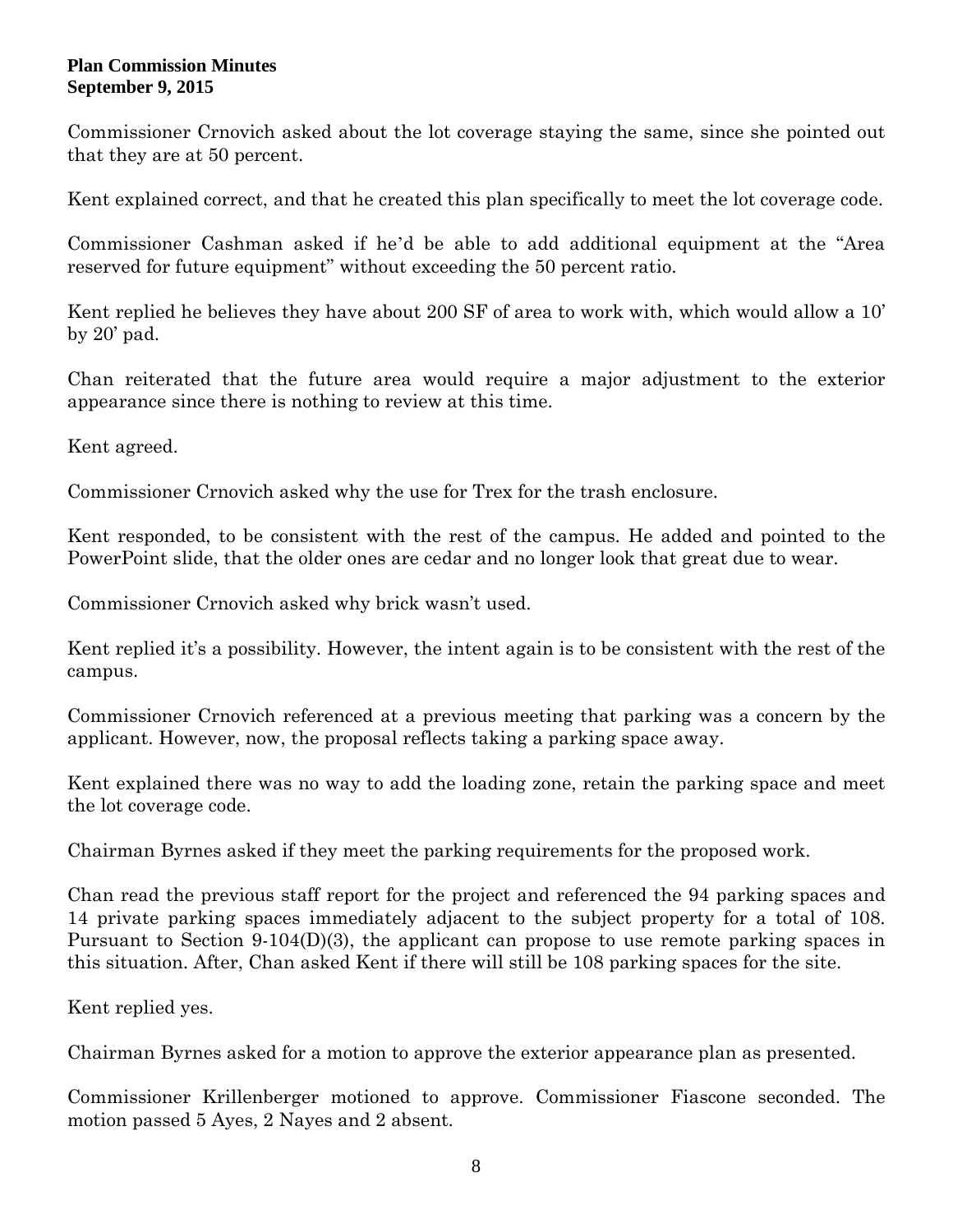Commissioner Crnovich asked about the lot coverage staying the same, since she pointed out that they are at 50 percent.

Kent explained correct, and that he created this plan specifically to meet the lot coverage code.

Commissioner Cashman asked if he'd be able to add additional equipment at the "Area reserved for future equipment" without exceeding the 50 percent ratio.

Kent replied he believes they have about 200 SF of area to work with, which would allow a 10' by 20' pad.

Chan reiterated that the future area would require a major adjustment to the exterior appearance since there is nothing to review at this time.

Kent agreed.

Commissioner Crnovich asked why the use for Trex for the trash enclosure.

Kent responded, to be consistent with the rest of the campus. He added and pointed to the PowerPoint slide, that the older ones are cedar and no longer look that great due to wear.

Commissioner Crnovich asked why brick wasn't used.

Kent replied it's a possibility. However, the intent again is to be consistent with the rest of the campus.

Commissioner Crnovich referenced at a previous meeting that parking was a concern by the applicant. However, now, the proposal reflects taking a parking space away.

Kent explained there was no way to add the loading zone, retain the parking space and meet the lot coverage code.

Chairman Byrnes asked if they meet the parking requirements for the proposed work.

Chan read the previous staff report for the project and referenced the 94 parking spaces and 14 private parking spaces immediately adjacent to the subject property for a total of 108. Pursuant to Section 9-104(D)(3), the applicant can propose to use remote parking spaces in this situation. After, Chan asked Kent if there will still be 108 parking spaces for the site.

Kent replied yes.

Chairman Byrnes asked for a motion to approve the exterior appearance plan as presented.

Commissioner Krillenberger motioned to approve. Commissioner Fiascone seconded. The motion passed 5 Ayes, 2 Nayes and 2 absent.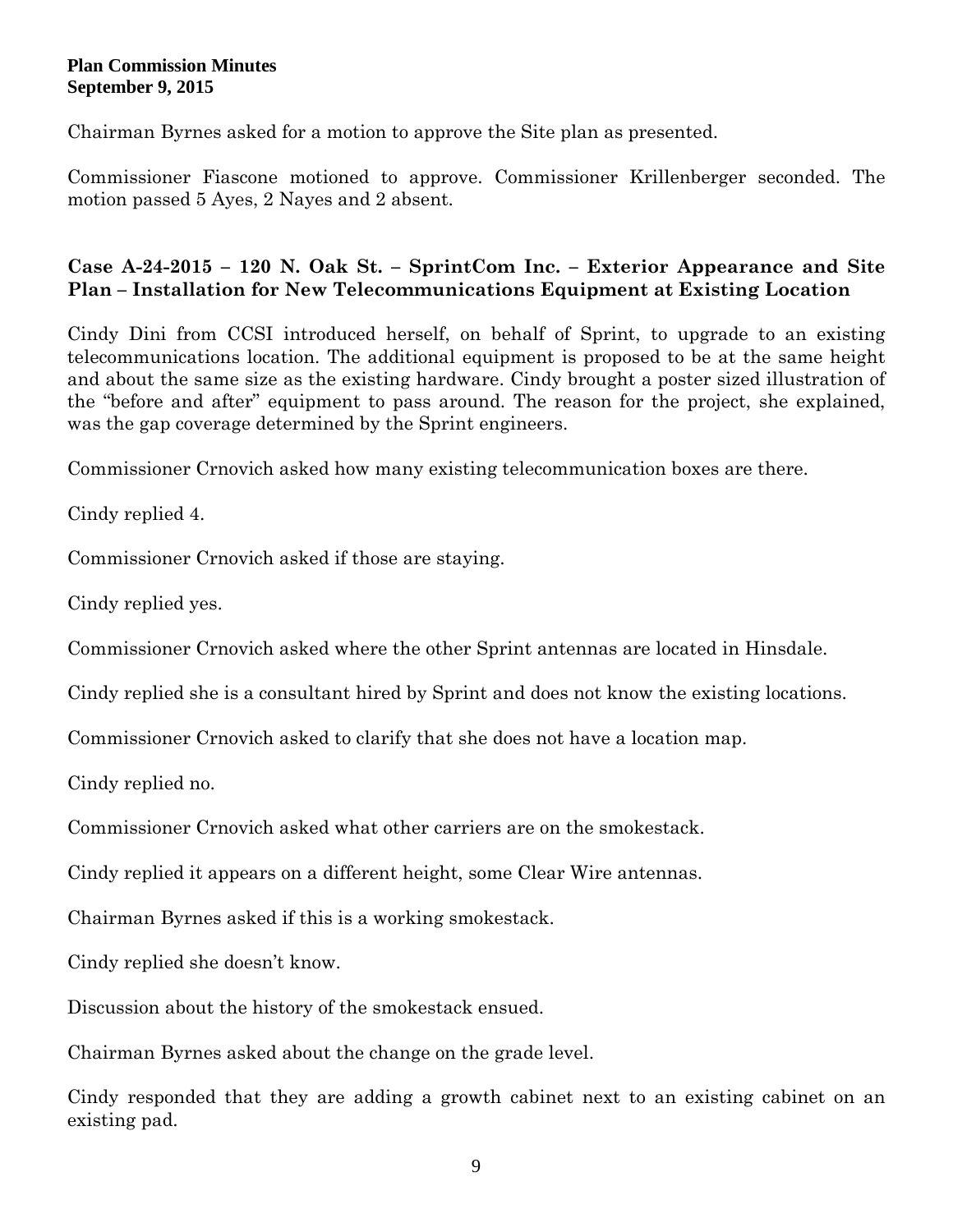Chairman Byrnes asked for a motion to approve the Site plan as presented.

Commissioner Fiascone motioned to approve. Commissioner Krillenberger seconded. The motion passed 5 Ayes, 2 Nayes and 2 absent.

**Case A-24-2015 – 120 N. Oak St. – SprintCom Inc. – Exterior Appearance and Site Plan – Installation for New Telecommunications Equipment at Existing Location**

Cindy Dini from CCSI introduced herself, on behalf of Sprint, to upgrade to an existing telecommunications location. The additional equipment is proposed to be at the same height and about the same size as the existing hardware. Cindy brought a poster sized illustration of the "before and after" equipment to pass around. The reason for the project, she explained, was the gap coverage determined by the Sprint engineers.

Commissioner Crnovich asked how many existing telecommunication boxes are there.

Cindy replied 4.

Commissioner Crnovich asked if those are staying.

Cindy replied yes.

Commissioner Crnovich asked where the other Sprint antennas are located in Hinsdale.

Cindy replied she is a consultant hired by Sprint and does not know the existing locations.

Commissioner Crnovich asked to clarify that she does not have a location map.

Cindy replied no.

Commissioner Crnovich asked what other carriers are on the smokestack.

Cindy replied it appears on a different height, some Clear Wire antennas.

Chairman Byrnes asked if this is a working smokestack.

Cindy replied she doesn't know.

Discussion about the history of the smokestack ensued.

Chairman Byrnes asked about the change on the grade level.

Cindy responded that they are adding a growth cabinet next to an existing cabinet on an existing pad.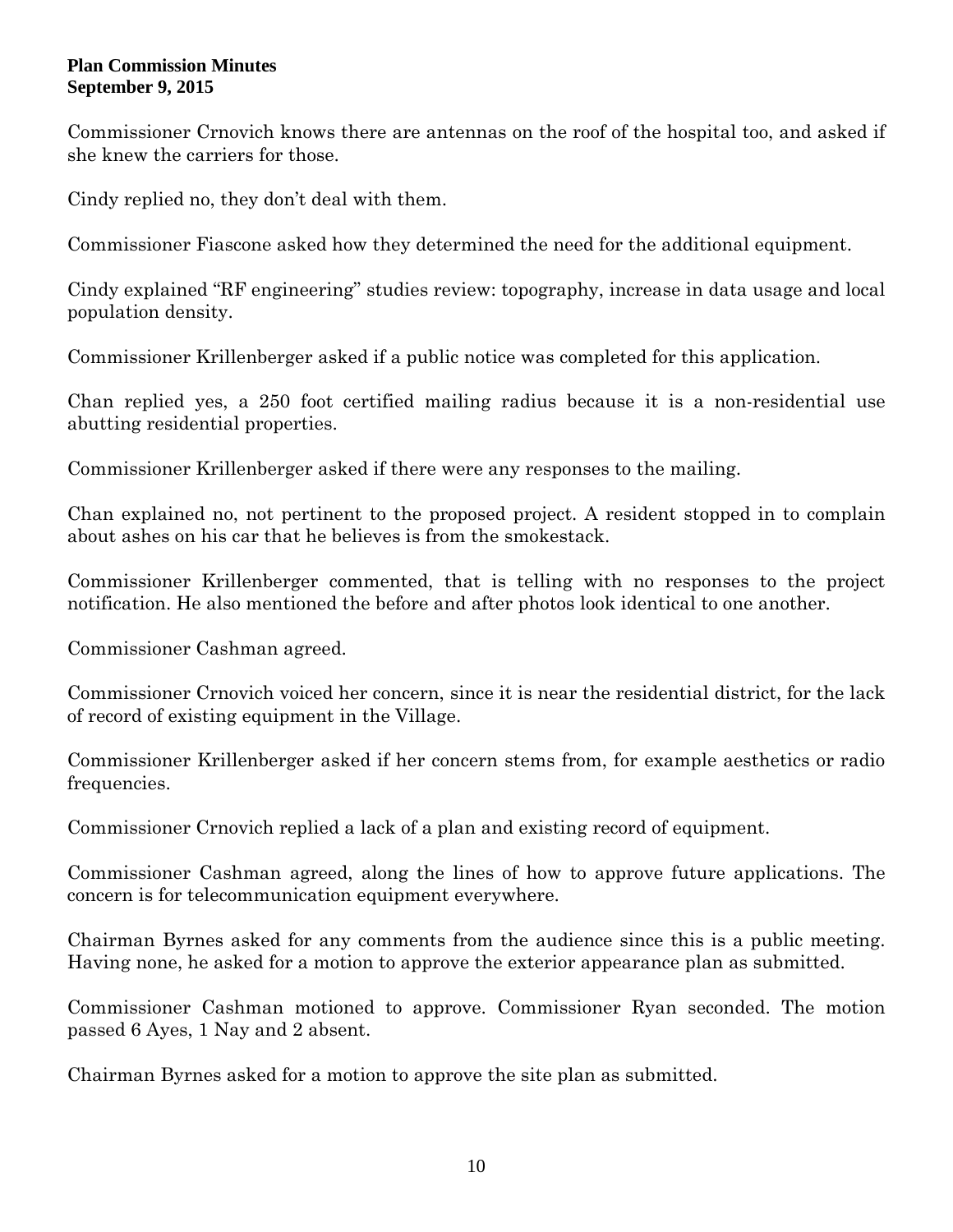Commissioner Crnovich knows there are antennas on the roof of the hospital too, and asked if she knew the carriers for those.

Cindy replied no, they don't deal with them.

Commissioner Fiascone asked how they determined the need for the additional equipment.

Cindy explained "RF engineering" studies review: topography, increase in data usage and local population density.

Commissioner Krillenberger asked if a public notice was completed for this application.

Chan replied yes, a 250 foot certified mailing radius because it is a non-residential use abutting residential properties.

Commissioner Krillenberger asked if there were any responses to the mailing.

Chan explained no, not pertinent to the proposed project. A resident stopped in to complain about ashes on his car that he believes is from the smokestack.

Commissioner Krillenberger commented, that is telling with no responses to the project notification. He also mentioned the before and after photos look identical to one another.

Commissioner Cashman agreed.

Commissioner Crnovich voiced her concern, since it is near the residential district, for the lack of record of existing equipment in the Village.

Commissioner Krillenberger asked if her concern stems from, for example aesthetics or radio frequencies.

Commissioner Crnovich replied a lack of a plan and existing record of equipment.

Commissioner Cashman agreed, along the lines of how to approve future applications. The concern is for telecommunication equipment everywhere.

Chairman Byrnes asked for any comments from the audience since this is a public meeting. Having none, he asked for a motion to approve the exterior appearance plan as submitted.

Commissioner Cashman motioned to approve. Commissioner Ryan seconded. The motion passed 6 Ayes, 1 Nay and 2 absent.

Chairman Byrnes asked for a motion to approve the site plan as submitted.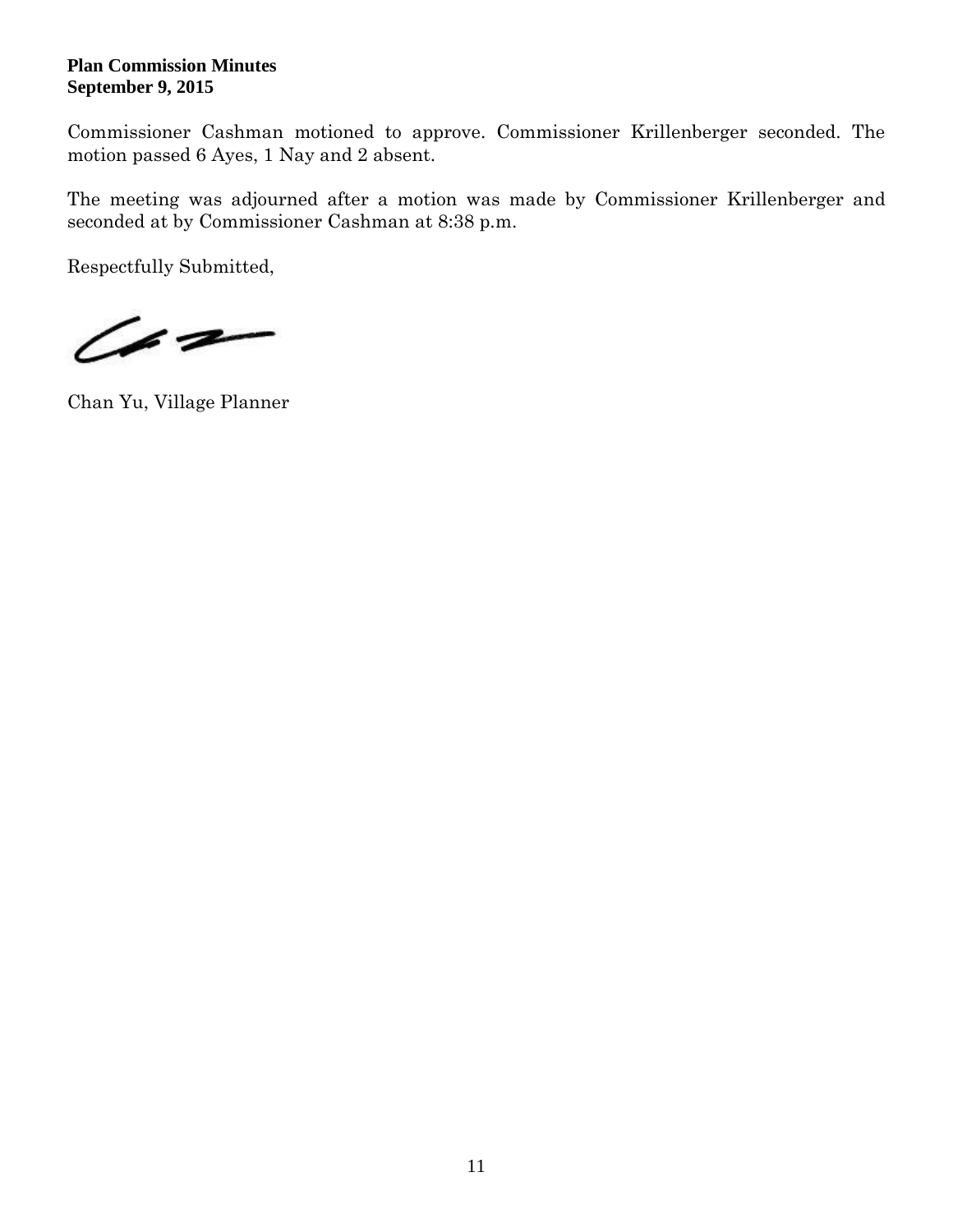Commissioner Cashman motioned to approve. Commissioner Krillenberger seconded. The motion passed 6 Ayes, 1 Nay and 2 absent.

The meeting was adjourned after a motion was made by Commissioner Krillenberger and seconded at by Commissioner Cashman at 8:38 p.m.

Respectfully Submitted,

Chan Yu, Village Planner